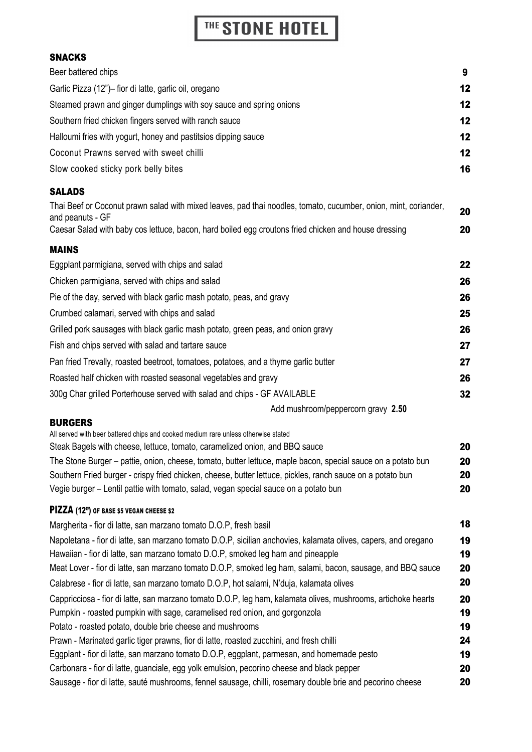# THE STONE HOTEL

## SNACKS

| Item | Price |
| --- | --- |
| Beer battered chips | 9 |
| Garlic Pizza (12")– fior di latte, garlic oil, oregano | 12 |
| Steamed prawn and ginger dumplings with soy sauce and spring onions | 12 |
| Southern fried chicken fingers served with ranch sauce | 12 |
| Halloumi fries with yogurt, honey and pastitsios dipping sauce | 12 |
| Coconut Prawns served with sweet chilli | 12 |
| Slow cooked sticky pork belly bites | 16 |

## SALADS

| Item | Price |
| --- | --- |
| Thai Beef or Coconut prawn salad with mixed leaves, pad thai noodles, tomato, cucumber, onion, mint, coriander, and peanuts - GF | 20 |
| Caesar Salad with baby cos lettuce, bacon, hard boiled egg croutons fried chicken and house dressing | 20 |

## MAINS

| Item | Price |
| --- | --- |
| Eggplant parmigiana, served with chips and salad | 22 |
| Chicken parmigiana, served with chips and salad | 26 |
| Pie of the day, served with black garlic mash potato, peas, and gravy | 26 |
| Crumbed calamari, served with chips and salad | 25 |
| Grilled pork sausages with black garlic mash potato, green peas, and onion gravy | 26 |
| Fish and chips served with salad and tartare sauce | 27 |
| Pan fried Trevally, roasted beetroot, tomatoes, potatoes, and a thyme garlic butter | 27 |
| Roasted half chicken with roasted seasonal vegetables and gravy | 26 |
| 300g Char grilled Porterhouse served with salad and chips - GF AVAILABLE | 32 |
| Add mushroom/peppercorn gravy **2.50** | |

## BURGERS

All served with beer battered chips and cooked medium rare unless otherwise stated

| Item | Price |
| --- | --- |
| Steak Bagels with cheese, lettuce, tomato, caramelized onion, and BBQ sauce | 20 |
| The Stone Burger – pattie, onion, cheese, tomato, butter lettuce, maple bacon, special sauce on a potato bun | 20 |
| Southern Fried burger - crispy fried chicken, cheese, butter lettuce, pickles, ranch sauce on a potato bun | 20 |
| Vegie burger – Lentil pattie with tomato, salad, vegan special sauce on a potato bun | 20 |

## PIZZA (12") GF BASE $5 VEGAN CHEESE $2

| Item | Price |
| --- | --- |
| Margherita - fior di latte, san marzano tomato D.O.P, fresh basil | 18 |
| Napoletana - fior di latte, san marzano tomato D.O.P, sicilian anchovies, kalamata olives, capers, and oregano | 19 |
| Hawaiian - fior di latte, san marzano tomato D.O.P, smoked leg ham and pineapple | 19 |
| Meat Lover - fior di latte, san marzano tomato D.O.P, smoked leg ham, salami, bacon, sausage, and BBQ sauce | 20 |
| Calabrese - fior di latte, san marzano tomato D.O.P, hot salami, N'duja, kalamata olives | 20 |
| Cappricciosa - fior di latte, san marzano tomato D.O.P, leg ham, kalamata olives, mushrooms, artichoke hearts | 20 |
| Pumpkin - roasted pumpkin with sage, caramelised red onion, and gorgonzola | 19 |
| Potato - roasted potato, double brie cheese and mushrooms | 19 |
| Prawn - Marinated garlic tiger prawns, fior di latte, roasted zucchini, and fresh chilli | 24 |
| Eggplant - fior di latte, san marzano tomato D.O.P, eggplant, parmesan, and homemade pesto | 19 |
| Carbonara - fior di latte, guanciale, egg yolk emulsion, pecorino cheese and black pepper | 20 |
| Sausage - fior di latte, sauté mushrooms, fennel sausage, chilli, rosemary double brie and pecorino cheese | 20 |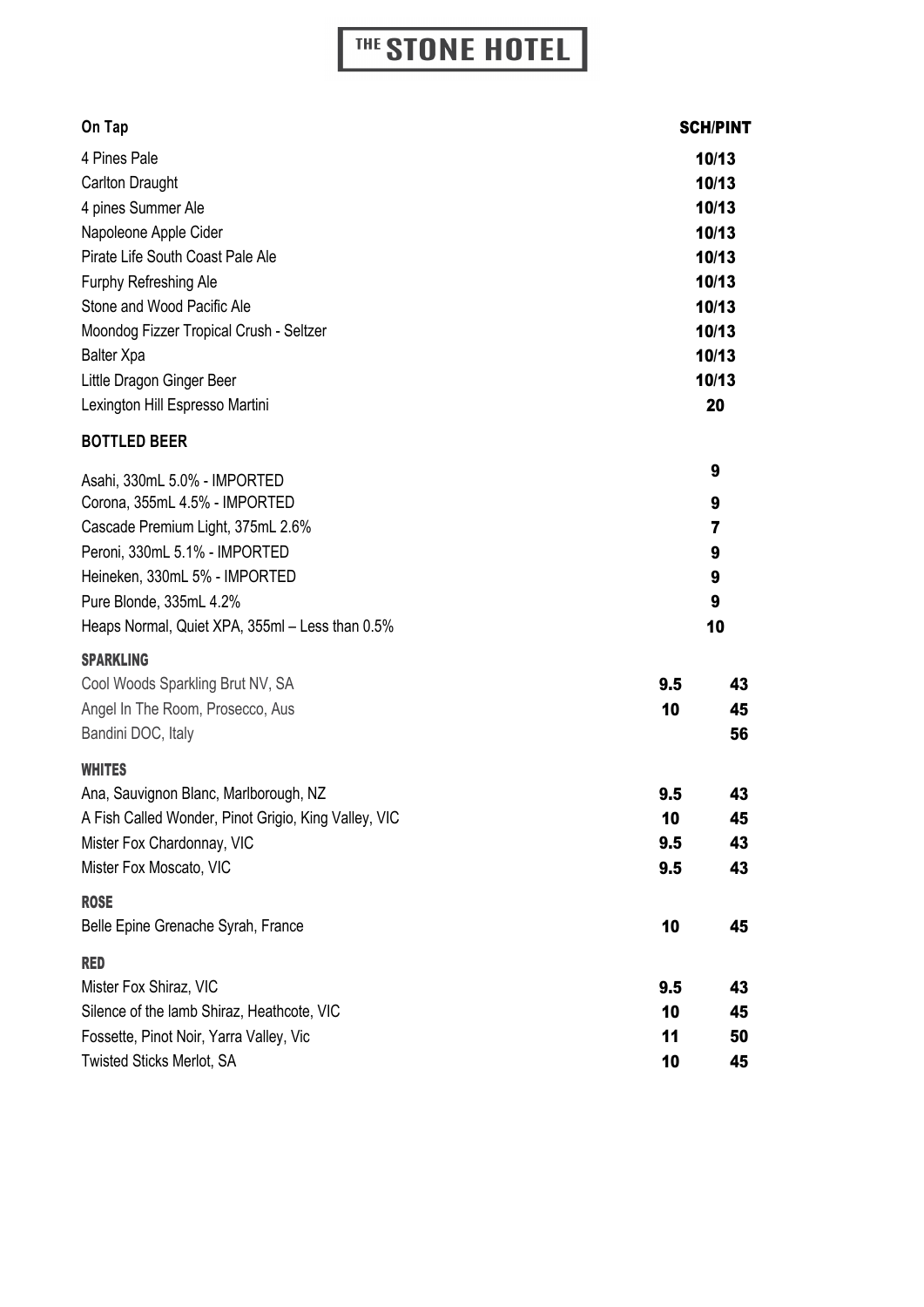# THE STONE HOTEL

| On Tap | SCH/PINT |
| --- | --- |
| 4 Pines Pale | 10/13 |
| Carlton Draught | 10/13 |
| 4 pines Summer Ale | 10/13 |
| Napoleone Apple Cider | 10/13 |
| Pirate Life South Coast Pale Ale | 10/13 |
| Furphy Refreshing Ale | 10/13 |
| Stone and Wood Pacific Ale | 10/13 |
| Moondog Fizzer Tropical Crush - Seltzer | 10/13 |
| Balter Xpa | 10/13 |
| Little Dragon Ginger Beer | 10/13 |
| Lexington Hill Espresso Martini | 20 |

| BOTTLED BEER | |
| --- | --- |
| Asahi, 330mL 5.0% - IMPORTED | 9 |
| Corona, 355mL 4.5% - IMPORTED | 9 |
| Cascade Premium Light, 375mL 2.6% | 7 |
| Peroni, 330mL 5.1% - IMPORTED | 9 |
| Heineken, 330mL 5% - IMPORTED | 9 |
| Pure Blonde, 335mL 4.2% | 9 |
| Heaps Normal, Quiet XPA, 355ml – Less than 0.5% | 10 |

| SPARKLING | | |
| --- | --- | --- |
| Cool Woods Sparkling Brut NV, SA | 9.5 | 43 |
| Angel In The Room, Prosecco, Aus | 10 | 45 |
| Bandini DOC, Italy | | 56 |

| WHITES | | |
| --- | --- | --- |
| Ana, Sauvignon Blanc, Marlborough, NZ | 9.5 | 43 |
| A Fish Called Wonder, Pinot Grigio, King Valley, VIC | 10 | 45 |
| Mister Fox Chardonnay, VIC | 9.5 | 43 |
| Mister Fox Moscato, VIC | 9.5 | 43 |

| ROSE | | |
| --- | --- | --- |
| Belle Epine Grenache Syrah, France | 10 | 45 |

| RED | | |
| --- | --- | --- |
| Mister Fox Shiraz, VIC | 9.5 | 43 |
| Silence of the lamb Shiraz, Heathcote, VIC | 10 | 45 |
| Fossette, Pinot Noir, Yarra Valley, Vic | 11 | 50 |
| Twisted Sticks Merlot, SA | 10 | 45 |